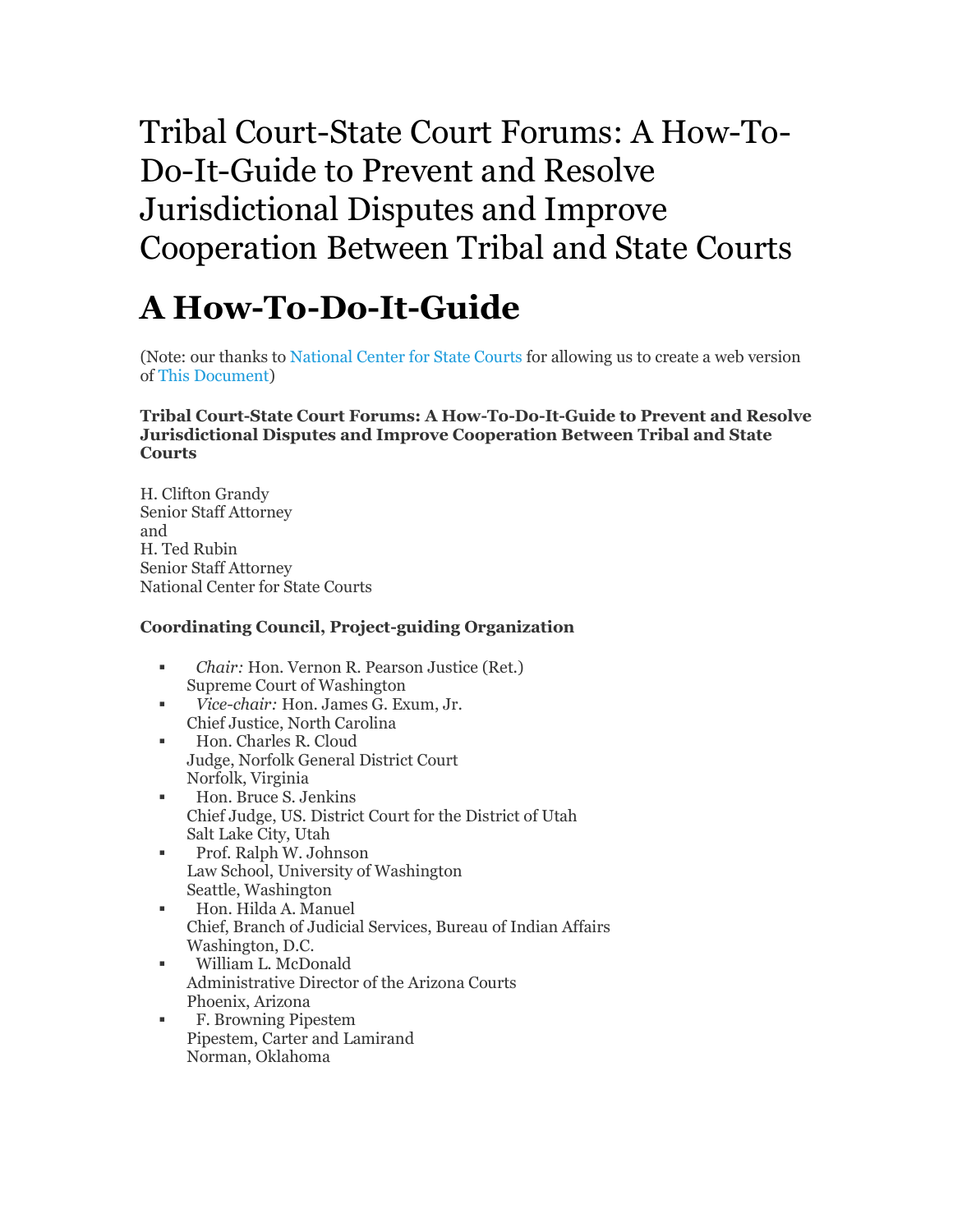# Tribal Court-State Court Forums: A How-To-Do-It-Guide to Prevent and Resolve Jurisdictional Disputes and Improve Cooperation Between Tribal and State Courts

## A How-To-Do-It-Guide

(Note: our thanks to National Center for State Courts for allowing us to create a web version of This Document)

**Tribal Court-State Court Forums: A How-To-Do-It-Guide to Prevent and Resolve Jurisdictional Disputes and Improve Cooperation Between Tribal and State Courts**

H. Clifton Grandy
Senior Staff Attorney
and
H. Ted Rubin
Senior Staff Attorney
National Center for State Courts

**Coordinating Council, Project-guiding Organization**

- *Chair:* Hon. Vernon R. Pearson Justice (Ret.)
  Supreme Court of Washington
- *Vice-chair:* Hon. James G. Exum, Jr.
  Chief Justice, North Carolina
- Hon. Charles R. Cloud
  Judge, Norfolk General District Court
  Norfolk, Virginia
- Hon. Bruce S. Jenkins
  Chief Judge, US. District Court for the District of Utah
  Salt Lake City, Utah
- Prof. Ralph W. Johnson
  Law School, University of Washington
  Seattle, Washington
- Hon. Hilda A. Manuel
  Chief, Branch of Judicial Services, Bureau of Indian Affairs
  Washington, D.C.
- William L. McDonald
  Administrative Director of the Arizona Courts
  Phoenix, Arizona
- F. Browning Pipestem
  Pipestem, Carter and Lamirand
  Norman, Oklahoma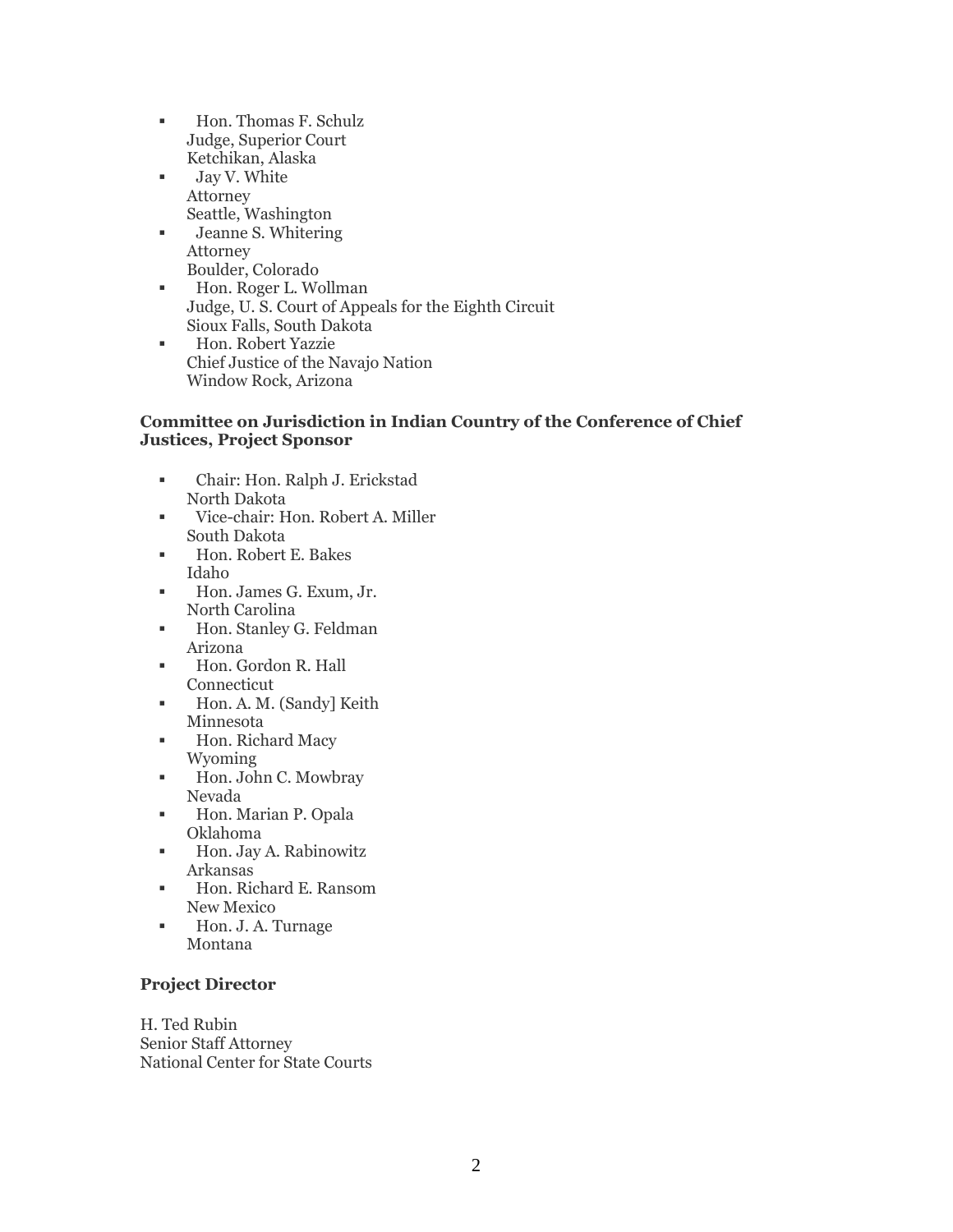- Hon. Thomas F. Schulz
  Judge, Superior Court
  Ketchikan, Alaska
- Jay V. White
  Attorney
  Seattle, Washington
- Jeanne S. Whitering
  Attorney
  Boulder, Colorado
- Hon. Roger L. Wollman
  Judge, U. S. Court of Appeals for the Eighth Circuit
  Sioux Falls, South Dakota
- Hon. Robert Yazzie
  Chief Justice of the Navajo Nation
  Window Rock, Arizona

**Committee on Jurisdiction in Indian Country of the Conference of Chief Justices, Project Sponsor**

- Chair: Hon. Ralph J. Erickstad
  North Dakota
- Vice-chair: Hon. Robert A. Miller
  South Dakota
- Hon. Robert E. Bakes
  Idaho
- Hon. James G. Exum, Jr.
  North Carolina
- Hon. Stanley G. Feldman
  Arizona
- Hon. Gordon R. Hall
  Connecticut
- Hon. A. M. (Sandy] Keith
  Minnesota
- Hon. Richard Macy
  Wyoming
- Hon. John C. Mowbray
  Nevada
- Hon. Marian P. Opala
  Oklahoma
- Hon. Jay A. Rabinowitz
  Arkansas
- Hon. Richard E. Ransom
  New Mexico
- Hon. J. A. Turnage
  Montana

**Project Director**

H. Ted Rubin
Senior Staff Attorney
National Center for State Courts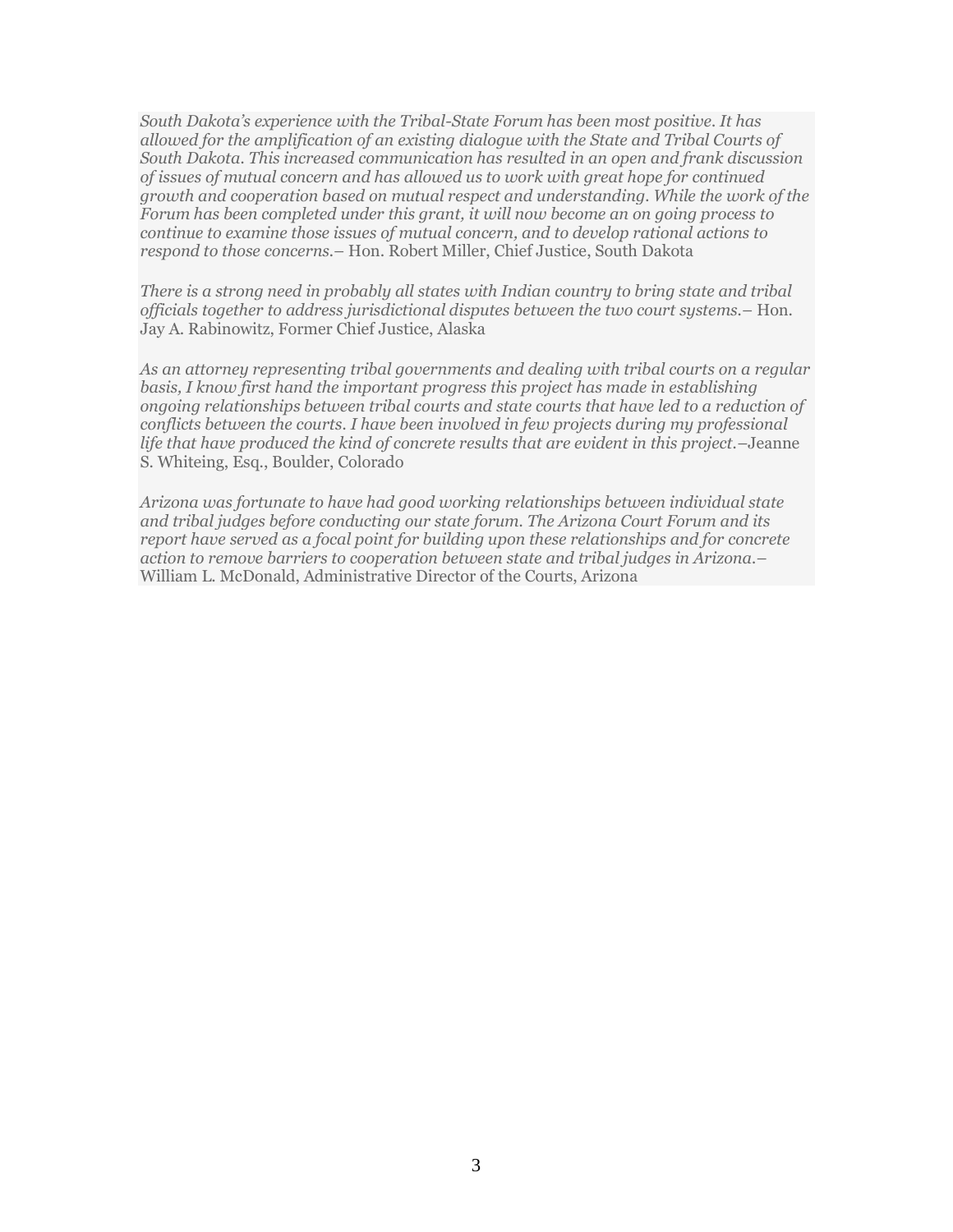*South Dakota's experience with the Tribal-State Forum has been most positive. It has allowed for the amplification of an existing dialogue with the State and Tribal Courts of South Dakota. This increased communication has resulted in an open and frank discussion of issues of mutual concern and has allowed us to work with great hope for continued growth and cooperation based on mutual respect and understanding. While the work of the Forum has been completed under this grant, it will now become an on going process to continue to examine those issues of mutual concern, and to develop rational actions to respond to those concerns.*– Hon. Robert Miller, Chief Justice, South Dakota

*There is a strong need in probably all states with Indian country to bring state and tribal officials together to address jurisdictional disputes between the two court systems.*– Hon. Jay A. Rabinowitz, Former Chief Justice, Alaska

*As an attorney representing tribal governments and dealing with tribal courts on a regular basis, I know first hand the important progress this project has made in establishing ongoing relationships between tribal courts and state courts that have led to a reduction of conflicts between the courts. I have been involved in few projects during my professional life that have produced the kind of concrete results that are evident in this project.*–Jeanne S. Whiteing, Esq., Boulder, Colorado

*Arizona was fortunate to have had good working relationships between individual state and tribal judges before conducting our state forum. The Arizona Court Forum and its report have served as a focal point for building upon these relationships and for concrete action to remove barriers to cooperation between state and tribal judges in Arizona.*– William L. McDonald, Administrative Director of the Courts, Arizona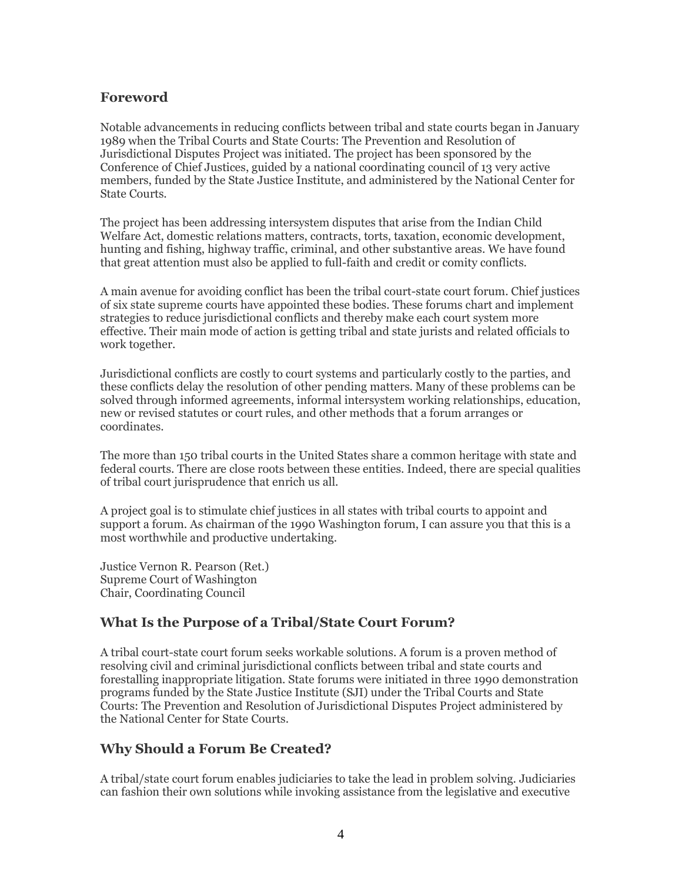## Foreword

Notable advancements in reducing conflicts between tribal and state courts began in January 1989 when the Tribal Courts and State Courts: The Prevention and Resolution of Jurisdictional Disputes Project was initiated. The project has been sponsored by the Conference of Chief Justices, guided by a national coordinating council of 13 very active members, funded by the State Justice Institute, and administered by the National Center for State Courts.

The project has been addressing intersystem disputes that arise from the Indian Child Welfare Act, domestic relations matters, contracts, torts, taxation, economic development, hunting and fishing, highway traffic, criminal, and other substantive areas. We have found that great attention must also be applied to full-faith and credit or comity conflicts.

A main avenue for avoiding conflict has been the tribal court-state court forum. Chief justices of six state supreme courts have appointed these bodies. These forums chart and implement strategies to reduce jurisdictional conflicts and thereby make each court system more effective. Their main mode of action is getting tribal and state jurists and related officials to work together.

Jurisdictional conflicts are costly to court systems and particularly costly to the parties, and these conflicts delay the resolution of other pending matters. Many of these problems can be solved through informed agreements, informal intersystem working relationships, education, new or revised statutes or court rules, and other methods that a forum arranges or coordinates.

The more than 150 tribal courts in the United States share a common heritage with state and federal courts. There are close roots between these entities. Indeed, there are special qualities of tribal court jurisprudence that enrich us all.

A project goal is to stimulate chief justices in all states with tribal courts to appoint and support a forum. As chairman of the 1990 Washington forum, I can assure you that this is a most worthwhile and productive undertaking.

Justice Vernon R. Pearson (Ret.)
Supreme Court of Washington
Chair, Coordinating Council

## What Is the Purpose of a Tribal/State Court Forum?

A tribal court-state court forum seeks workable solutions. A forum is a proven method of resolving civil and criminal jurisdictional conflicts between tribal and state courts and forestalling inappropriate litigation. State forums were initiated in three 1990 demonstration programs funded by the State Justice Institute (SJI) under the Tribal Courts and State Courts: The Prevention and Resolution of Jurisdictional Disputes Project administered by the National Center for State Courts.

## Why Should a Forum Be Created?

A tribal/state court forum enables judiciaries to take the lead in problem solving. Judiciaries can fashion their own solutions while invoking assistance from the legislative and executive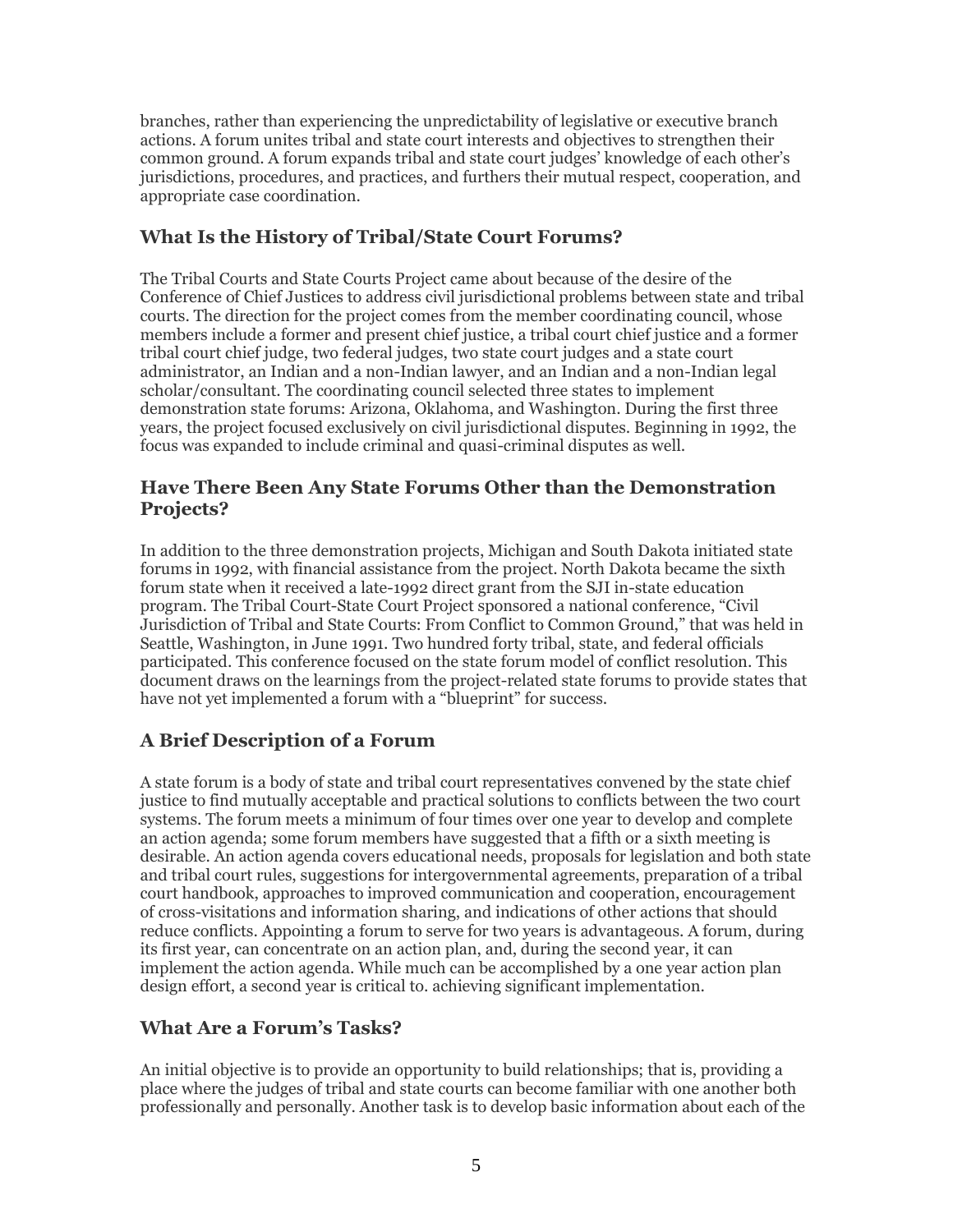branches, rather than experiencing the unpredictability of legislative or executive branch actions. A forum unites tribal and state court interests and objectives to strengthen their common ground. A forum expands tribal and state court judges' knowledge of each other's jurisdictions, procedures, and practices, and furthers their mutual respect, cooperation, and appropriate case coordination.

## What Is the History of Tribal/State Court Forums?

The Tribal Courts and State Courts Project came about because of the desire of the Conference of Chief Justices to address civil jurisdictional problems between state and tribal courts. The direction for the project comes from the member coordinating council, whose members include a former and present chief justice, a tribal court chief justice and a former tribal court chief judge, two federal judges, two state court judges and a state court administrator, an Indian and a non-Indian lawyer, and an Indian and a non-Indian legal scholar/consultant. The coordinating council selected three states to implement demonstration state forums: Arizona, Oklahoma, and Washington. During the first three years, the project focused exclusively on civil jurisdictional disputes. Beginning in 1992, the focus was expanded to include criminal and quasi-criminal disputes as well.

## Have There Been Any State Forums Other than the Demonstration Projects?

In addition to the three demonstration projects, Michigan and South Dakota initiated state forums in 1992, with financial assistance from the project. North Dakota became the sixth forum state when it received a late-1992 direct grant from the SJI in-state education program. The Tribal Court-State Court Project sponsored a national conference, "Civil Jurisdiction of Tribal and State Courts: From Conflict to Common Ground," that was held in Seattle, Washington, in June 1991. Two hundred forty tribal, state, and federal officials participated. This conference focused on the state forum model of conflict resolution. This document draws on the learnings from the project-related state forums to provide states that have not yet implemented a forum with a "blueprint" for success.

## A Brief Description of a Forum

A state forum is a body of state and tribal court representatives convened by the state chief justice to find mutually acceptable and practical solutions to conflicts between the two court systems. The forum meets a minimum of four times over one year to develop and complete an action agenda; some forum members have suggested that a fifth or a sixth meeting is desirable. An action agenda covers educational needs, proposals for legislation and both state and tribal court rules, suggestions for intergovernmental agreements, preparation of a tribal court handbook, approaches to improved communication and cooperation, encouragement of cross-visitations and information sharing, and indications of other actions that should reduce conflicts. Appointing a forum to serve for two years is advantageous. A forum, during its first year, can concentrate on an action plan, and, during the second year, it can implement the action agenda. While much can be accomplished by a one year action plan design effort, a second year is critical to. achieving significant implementation.

## What Are a Forum's Tasks?

An initial objective is to provide an opportunity to build relationships; that is, providing a place where the judges of tribal and state courts can become familiar with one another both professionally and personally. Another task is to develop basic information about each of the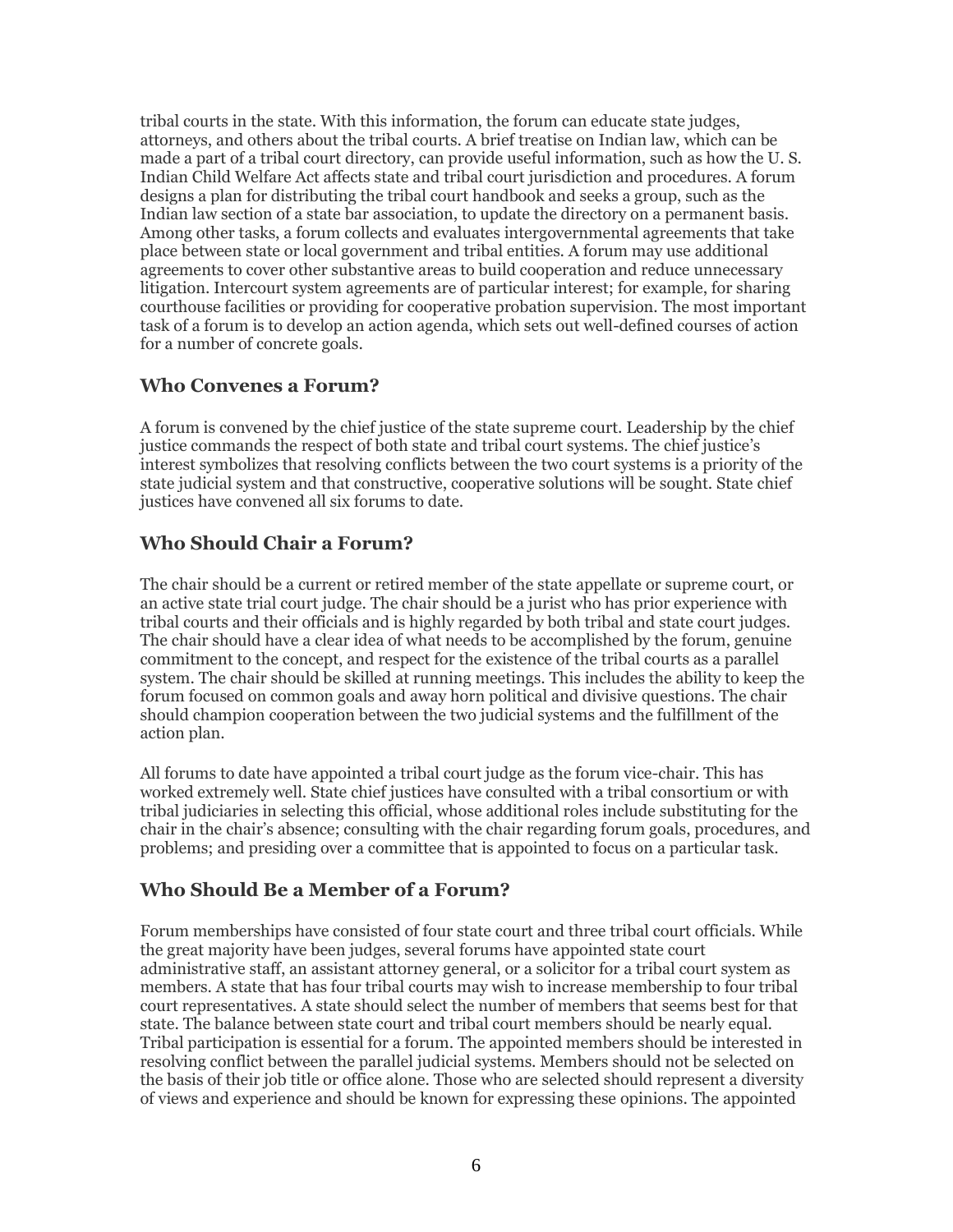tribal courts in the state. With this information, the forum can educate state judges, attorneys, and others about the tribal courts. A brief treatise on Indian law, which can be made a part of a tribal court directory, can provide useful information, such as how the U. S. Indian Child Welfare Act affects state and tribal court jurisdiction and procedures. A forum designs a plan for distributing the tribal court handbook and seeks a group, such as the Indian law section of a state bar association, to update the directory on a permanent basis. Among other tasks, a forum collects and evaluates intergovernmental agreements that take place between state or local government and tribal entities. A forum may use additional agreements to cover other substantive areas to build cooperation and reduce unnecessary litigation. Intercourt system agreements are of particular interest; for example, for sharing courthouse facilities or providing for cooperative probation supervision. The most important task of a forum is to develop an action agenda, which sets out well-defined courses of action for a number of concrete goals.

## Who Convenes a Forum?

A forum is convened by the chief justice of the state supreme court. Leadership by the chief justice commands the respect of both state and tribal court systems. The chief justice's interest symbolizes that resolving conflicts between the two court systems is a priority of the state judicial system and that constructive, cooperative solutions will be sought. State chief justices have convened all six forums to date.

## Who Should Chair a Forum?

The chair should be a current or retired member of the state appellate or supreme court, or an active state trial court judge. The chair should be a jurist who has prior experience with tribal courts and their officials and is highly regarded by both tribal and state court judges. The chair should have a clear idea of what needs to be accomplished by the forum, genuine commitment to the concept, and respect for the existence of the tribal courts as a parallel system. The chair should be skilled at running meetings. This includes the ability to keep the forum focused on common goals and away horn political and divisive questions. The chair should champion cooperation between the two judicial systems and the fulfillment of the action plan.

All forums to date have appointed a tribal court judge as the forum vice-chair. This has worked extremely well. State chief justices have consulted with a tribal consortium or with tribal judiciaries in selecting this official, whose additional roles include substituting for the chair in the chair's absence; consulting with the chair regarding forum goals, procedures, and problems; and presiding over a committee that is appointed to focus on a particular task.

## Who Should Be a Member of a Forum?

Forum memberships have consisted of four state court and three tribal court officials. While the great majority have been judges, several forums have appointed state court administrative staff, an assistant attorney general, or a solicitor for a tribal court system as members. A state that has four tribal courts may wish to increase membership to four tribal court representatives. A state should select the number of members that seems best for that state. The balance between state court and tribal court members should be nearly equal. Tribal participation is essential for a forum. The appointed members should be interested in resolving conflict between the parallel judicial systems. Members should not be selected on the basis of their job title or office alone. Those who are selected should represent a diversity of views and experience and should be known for expressing these opinions. The appointed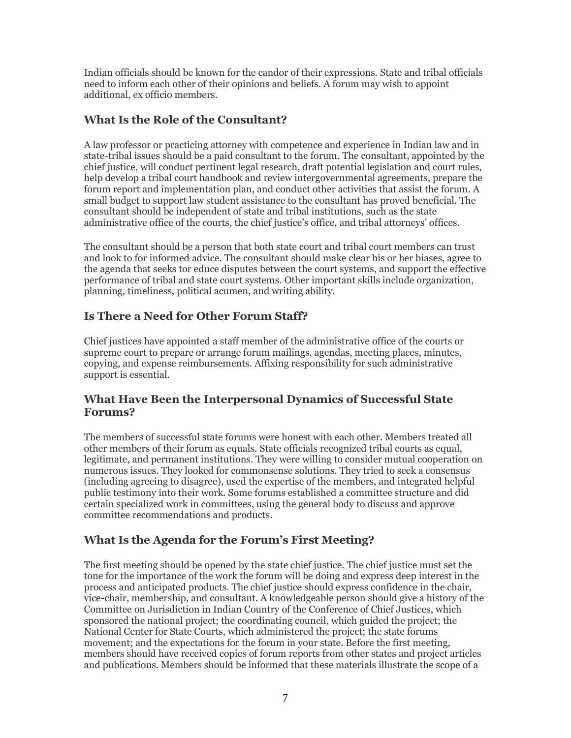Indian officials should be known for the candor of their expressions. State and tribal officials need to inform each other of their opinions and beliefs. A forum may wish to appoint additional, ex officio members.

## What Is the Role of the Consultant?

A law professor or practicing attorney with competence and experience in Indian law and in state-tribal issues should be a paid consultant to the forum. The consultant, appointed by the chief justice, will conduct pertinent legal research, draft potential legislation and court rules, help develop a tribal court handbook and review intergovernmental agreements, prepare the forum report and implementation plan, and conduct other activities that assist the forum. A small budget to support law student assistance to the consultant has proved beneficial. The consultant should be independent of state and tribal institutions, such as the state administrative office of the courts, the chief justice's office, and tribal attorneys' offices.

The consultant should be a person that both state court and tribal court members can trust and look to for informed advice. The consultant should make clear his or her biases, agree to the agenda that seeks tor educe disputes between the court systems, and support the effective performance of tribal and state court systems. Other important skills include organization, planning, timeliness, political acumen, and writing ability.

## Is There a Need for Other Forum Staff?

Chief justices have appointed a staff member of the administrative office of the courts or supreme court to prepare or arrange forum mailings, agendas, meeting places, minutes, copying, and expense reimbursements. Affixing responsibility for such administrative support is essential.

## What Have Been the Interpersonal Dynamics of Successful State Forums?

The members of successful state forums were honest with each other. Members treated all other members of their forum as equals. State officials recognized tribal courts as equal, legitimate, and permanent institutions. They were willing to consider mutual cooperation on numerous issues. They looked for commonsense solutions. They tried to seek a consensus (including agreeing to disagree), used the expertise of the members, and integrated helpful public testimony into their work. Some forums established a committee structure and did certain specialized work in committees, using the general body to discuss and approve committee recommendations and products.

## What Is the Agenda for the Forum's First Meeting?

The first meeting should be opened by the state chief justice. The chief justice must set the tone for the importance of the work the forum will be doing and express deep interest in the process and anticipated products. The chief justice should express confidence in the chair, vice-chair, membership, and consultant. A knowledgeable person should give a history of the Committee on Jurisdiction in Indian Country of the Conference of Chief Justices, which sponsored the national project; the coordinating council, which guided the project; the National Center for State Courts, which administered the project; the state forums movement; and the expectations for the forum in your state. Before the first meeting, members should have received copies of forum reports from other states and project articles and publications. Members should be informed that these materials illustrate the scope of a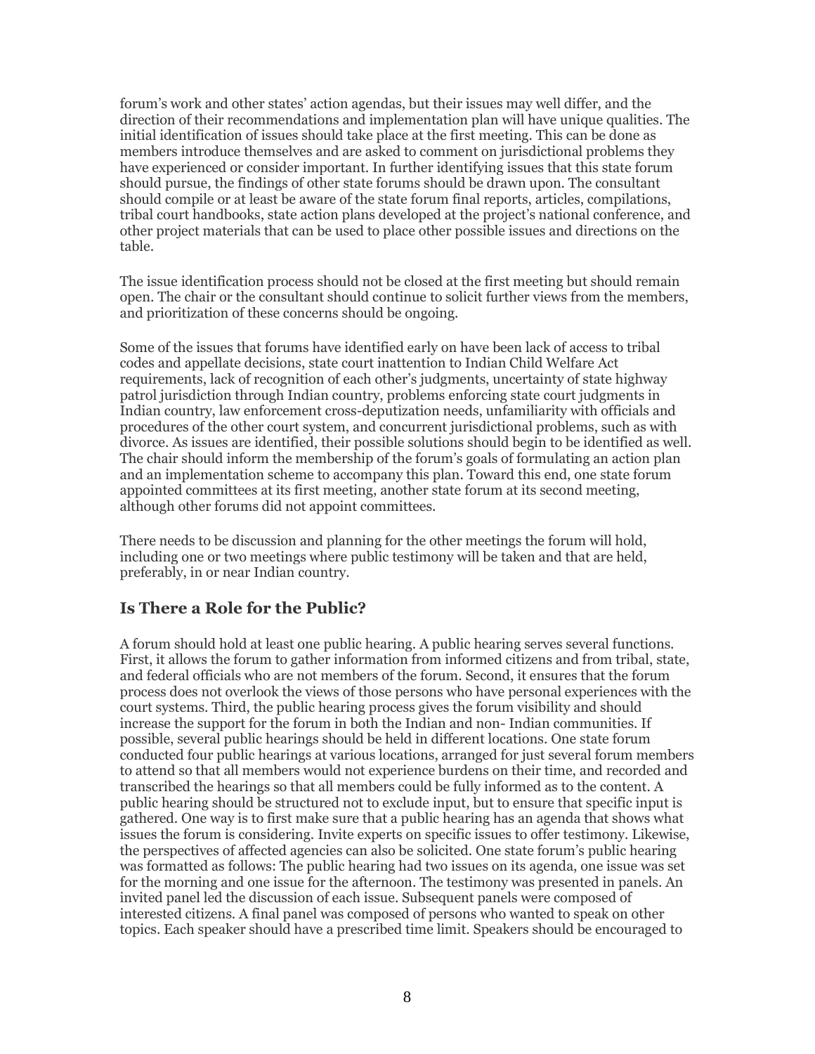forum's work and other states' action agendas, but their issues may well differ, and the direction of their recommendations and implementation plan will have unique qualities. The initial identification of issues should take place at the first meeting. This can be done as members introduce themselves and are asked to comment on jurisdictional problems they have experienced or consider important. In further identifying issues that this state forum should pursue, the findings of other state forums should be drawn upon. The consultant should compile or at least be aware of the state forum final reports, articles, compilations, tribal court handbooks, state action plans developed at the project's national conference, and other project materials that can be used to place other possible issues and directions on the table.

The issue identification process should not be closed at the first meeting but should remain open. The chair or the consultant should continue to solicit further views from the members, and prioritization of these concerns should be ongoing.

Some of the issues that forums have identified early on have been lack of access to tribal codes and appellate decisions, state court inattention to Indian Child Welfare Act requirements, lack of recognition of each other's judgments, uncertainty of state highway patrol jurisdiction through Indian country, problems enforcing state court judgments in Indian country, law enforcement cross-deputization needs, unfamiliarity with officials and procedures of the other court system, and concurrent jurisdictional problems, such as with divorce. As issues are identified, their possible solutions should begin to be identified as well. The chair should inform the membership of the forum's goals of formulating an action plan and an implementation scheme to accompany this plan. Toward this end, one state forum appointed committees at its first meeting, another state forum at its second meeting, although other forums did not appoint committees.

There needs to be discussion and planning for the other meetings the forum will hold, including one or two meetings where public testimony will be taken and that are held, preferably, in or near Indian country.

## Is There a Role for the Public?

A forum should hold at least one public hearing. A public hearing serves several functions. First, it allows the forum to gather information from informed citizens and from tribal, state, and federal officials who are not members of the forum. Second, it ensures that the forum process does not overlook the views of those persons who have personal experiences with the court systems. Third, the public hearing process gives the forum visibility and should increase the support for the forum in both the Indian and non- Indian communities. If possible, several public hearings should be held in different locations. One state forum conducted four public hearings at various locations, arranged for just several forum members to attend so that all members would not experience burdens on their time, and recorded and transcribed the hearings so that all members could be fully informed as to the content. A public hearing should be structured not to exclude input, but to ensure that specific input is gathered. One way is to first make sure that a public hearing has an agenda that shows what issues the forum is considering. Invite experts on specific issues to offer testimony. Likewise, the perspectives of affected agencies can also be solicited. One state forum's public hearing was formatted as follows: The public hearing had two issues on its agenda, one issue was set for the morning and one issue for the afternoon. The testimony was presented in panels. An invited panel led the discussion of each issue. Subsequent panels were composed of interested citizens. A final panel was composed of persons who wanted to speak on other topics. Each speaker should have a prescribed time limit. Speakers should be encouraged to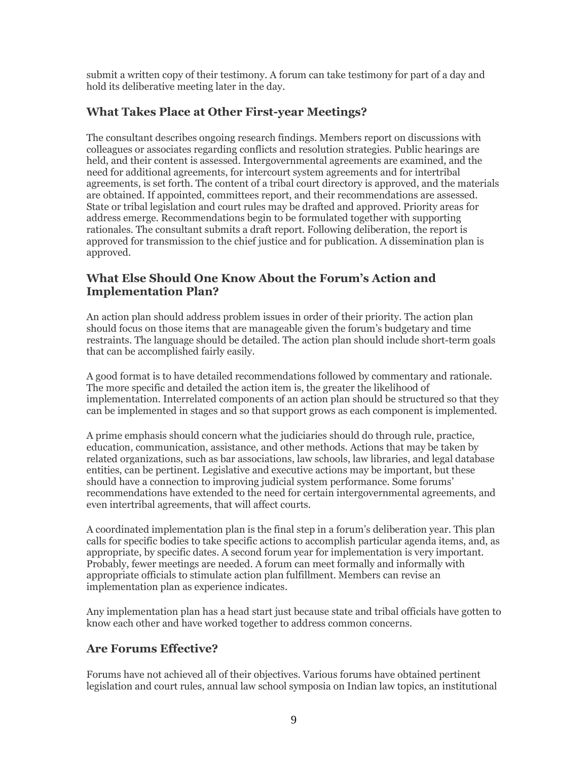submit a written copy of their testimony. A forum can take testimony for part of a day and hold its deliberative meeting later in the day.

## What Takes Place at Other First-year Meetings?

The consultant describes ongoing research findings. Members report on discussions with colleagues or associates regarding conflicts and resolution strategies. Public hearings are held, and their content is assessed. Intergovernmental agreements are examined, and the need for additional agreements, for intercourt system agreements and for intertribal agreements, is set forth. The content of a tribal court directory is approved, and the materials are obtained. If appointed, committees report, and their recommendations are assessed. State or tribal legislation and court rules may be drafted and approved. Priority areas for address emerge. Recommendations begin to be formulated together with supporting rationales. The consultant submits a draft report. Following deliberation, the report is approved for transmission to the chief justice and for publication. A dissemination plan is approved.

## What Else Should One Know About the Forum's Action and Implementation Plan?

An action plan should address problem issues in order of their priority. The action plan should focus on those items that are manageable given the forum's budgetary and time restraints. The language should be detailed. The action plan should include short-term goals that can be accomplished fairly easily.

A good format is to have detailed recommendations followed by commentary and rationale. The more specific and detailed the action item is, the greater the likelihood of implementation. Interrelated components of an action plan should be structured so that they can be implemented in stages and so that support grows as each component is implemented.

A prime emphasis should concern what the judiciaries should do through rule, practice, education, communication, assistance, and other methods. Actions that may be taken by related organizations, such as bar associations, law schools, law libraries, and legal database entities, can be pertinent. Legislative and executive actions may be important, but these should have a connection to improving judicial system performance. Some forums' recommendations have extended to the need for certain intergovernmental agreements, and even intertribal agreements, that will affect courts.

A coordinated implementation plan is the final step in a forum's deliberation year. This plan calls for specific bodies to take specific actions to accomplish particular agenda items, and, as appropriate, by specific dates. A second forum year for implementation is very important. Probably, fewer meetings are needed. A forum can meet formally and informally with appropriate officials to stimulate action plan fulfillment. Members can revise an implementation plan as experience indicates.

Any implementation plan has a head start just because state and tribal officials have gotten to know each other and have worked together to address common concerns.

## Are Forums Effective?

Forums have not achieved all of their objectives. Various forums have obtained pertinent legislation and court rules, annual law school symposia on Indian law topics, an institutional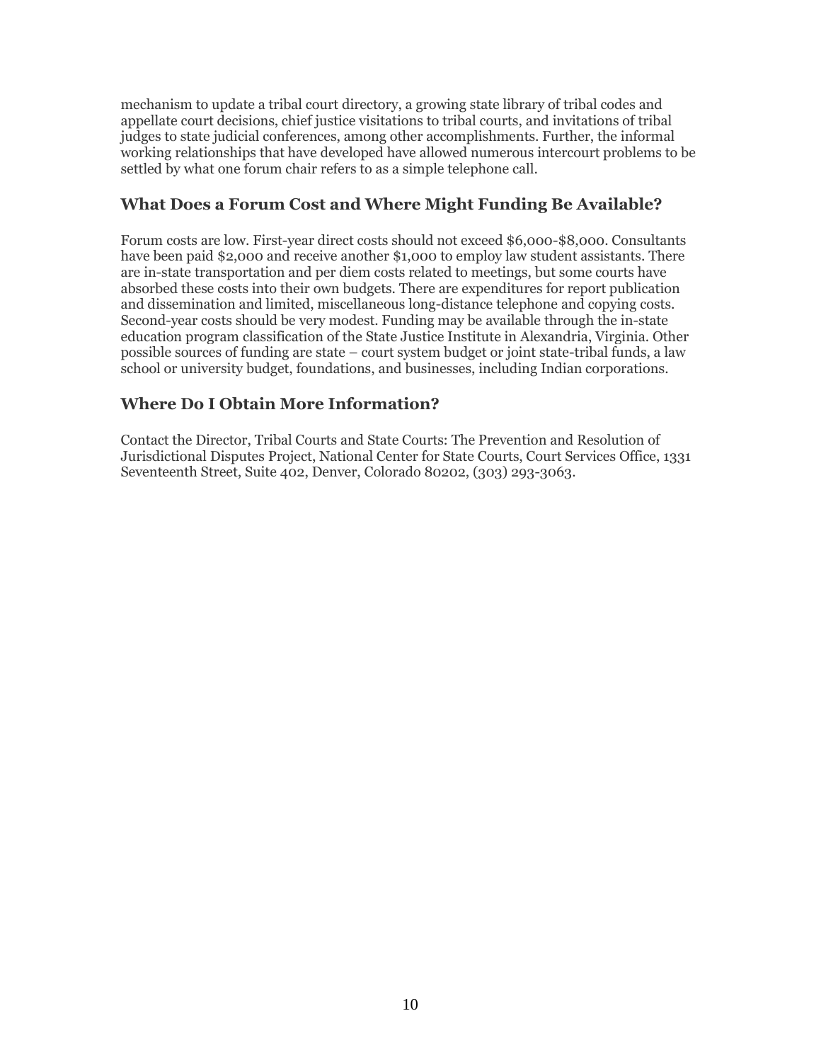mechanism to update a tribal court directory, a growing state library of tribal codes and appellate court decisions, chief justice visitations to tribal courts, and invitations of tribal judges to state judicial conferences, among other accomplishments. Further, the informal working relationships that have developed have allowed numerous intercourt problems to be settled by what one forum chair refers to as a simple telephone call.

## What Does a Forum Cost and Where Might Funding Be Available?

Forum costs are low. First-year direct costs should not exceed $6,000-$8,000. Consultants have been paid $2,000 and receive another $1,000 to employ law student assistants. There are in-state transportation and per diem costs related to meetings, but some courts have absorbed these costs into their own budgets. There are expenditures for report publication and dissemination and limited, miscellaneous long-distance telephone and copying costs. Second-year costs should be very modest. Funding may be available through the in-state education program classification of the State Justice Institute in Alexandria, Virginia. Other possible sources of funding are state – court system budget or joint state-tribal funds, a law school or university budget, foundations, and businesses, including Indian corporations.

## Where Do I Obtain More Information?

Contact the Director, Tribal Courts and State Courts: The Prevention and Resolution of Jurisdictional Disputes Project, National Center for State Courts, Court Services Office, 1331 Seventeenth Street, Suite 402, Denver, Colorado 80202, (303) 293-3063.